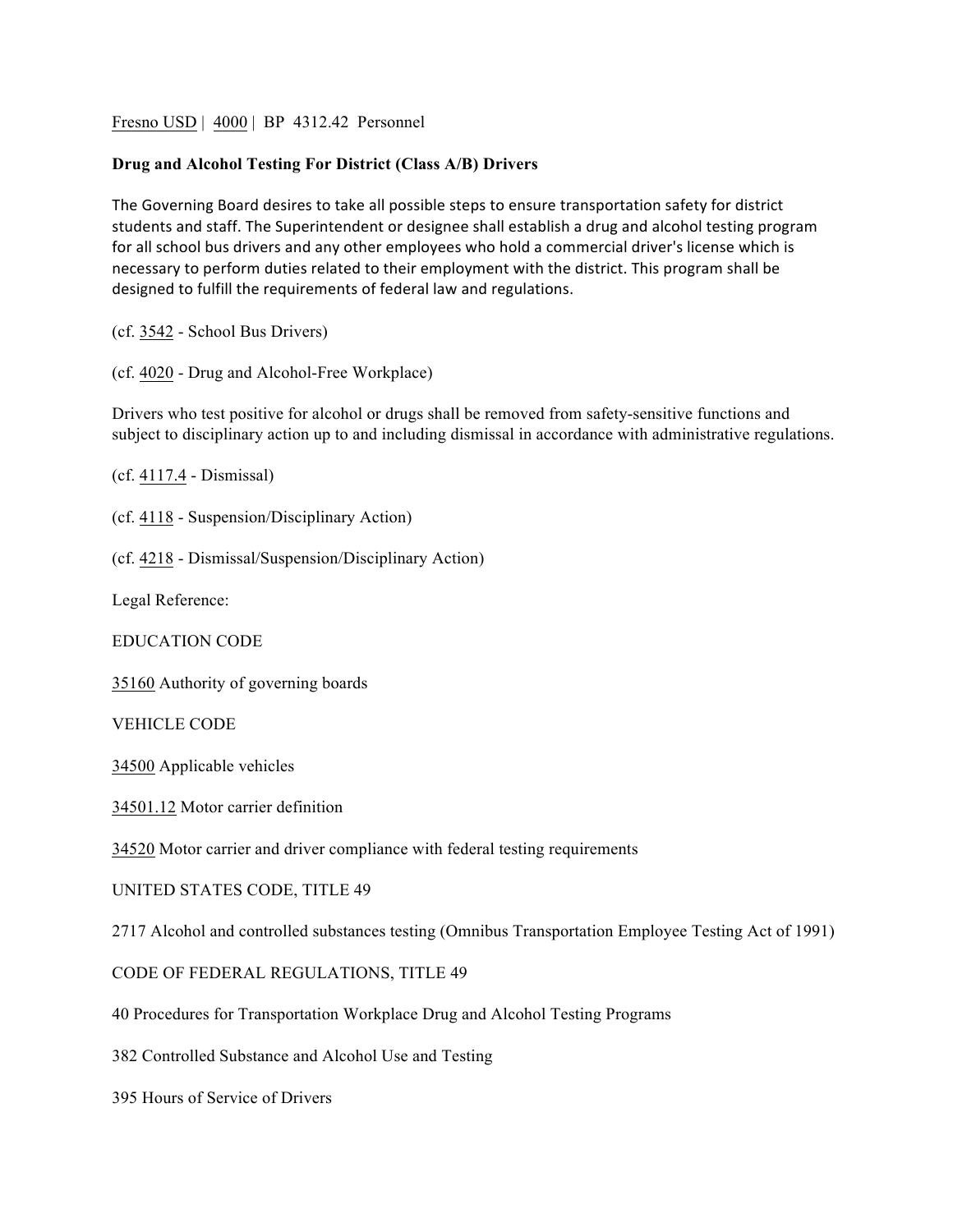Fresno USD | 4000 | BP 4312.42 Personnel

**Drug and Alcohol Testing For District (Class A/B) Drivers**

The Governing Board desires to take all possible steps to ensure transportation safety for district students and staff. The Superintendent or designee shall establish a drug and alcohol testing program for all school bus drivers and any other employees who hold a commercial driver's license which is necessary to perform duties related to their employment with the district. This program shall be designed to fulfill the requirements of federal law and regulations.

(cf. 3542 - School Bus Drivers)

(cf. 4020 - Drug and Alcohol-Free Workplace)

Drivers who test positive for alcohol or drugs shall be removed from safety-sensitive functions and subject to disciplinary action up to and including dismissal in accordance with administrative regulations.

(cf. 4117.4 - Dismissal)

(cf. 4118 - Suspension/Disciplinary Action)

(cf. 4218 - Dismissal/Suspension/Disciplinary Action)

Legal Reference:

EDUCATION CODE

35160 Authority of governing boards

VEHICLE CODE

34500 Applicable vehicles

34501.12 Motor carrier definition

34520 Motor carrier and driver compliance with federal testing requirements

UNITED STATES CODE, TITLE 49

2717 Alcohol and controlled substances testing (Omnibus Transportation Employee Testing Act of 1991)

CODE OF FEDERAL REGULATIONS, TITLE 49

40 Procedures for Transportation Workplace Drug and Alcohol Testing Programs

382 Controlled Substance and Alcohol Use and Testing

395 Hours of Service of Drivers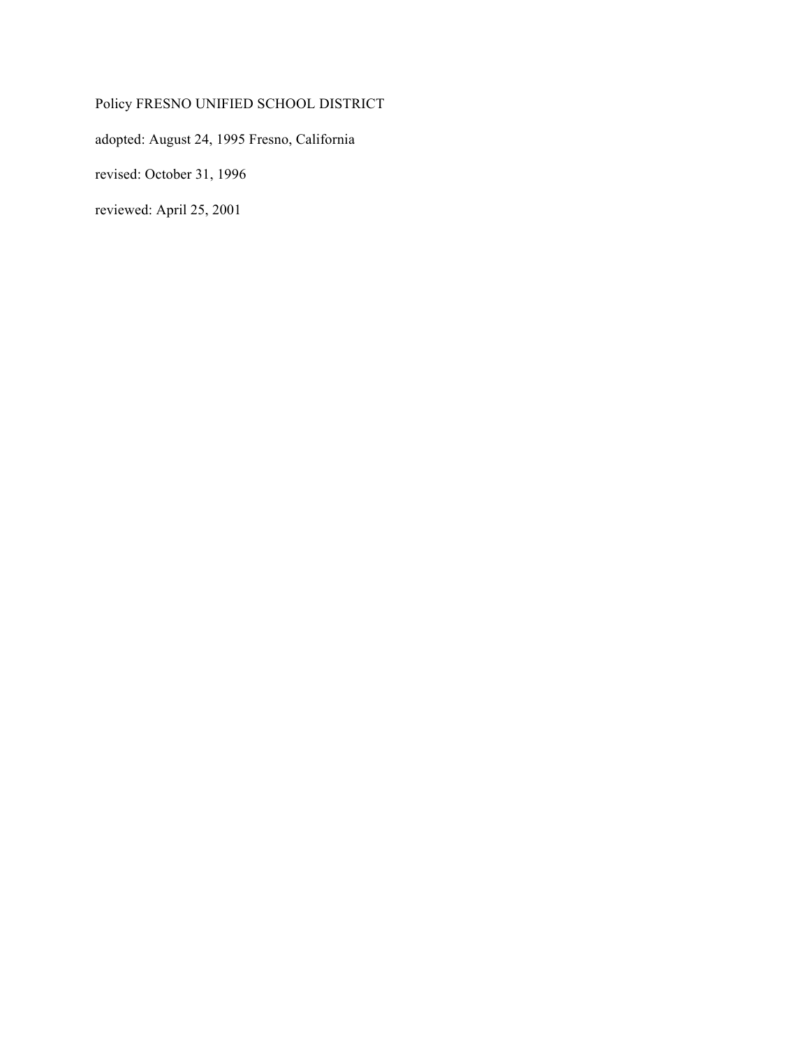Policy FRESNO UNIFIED SCHOOL DISTRICT

adopted: August 24, 1995 Fresno, California

revised: October 31, 1996

reviewed: April 25, 2001